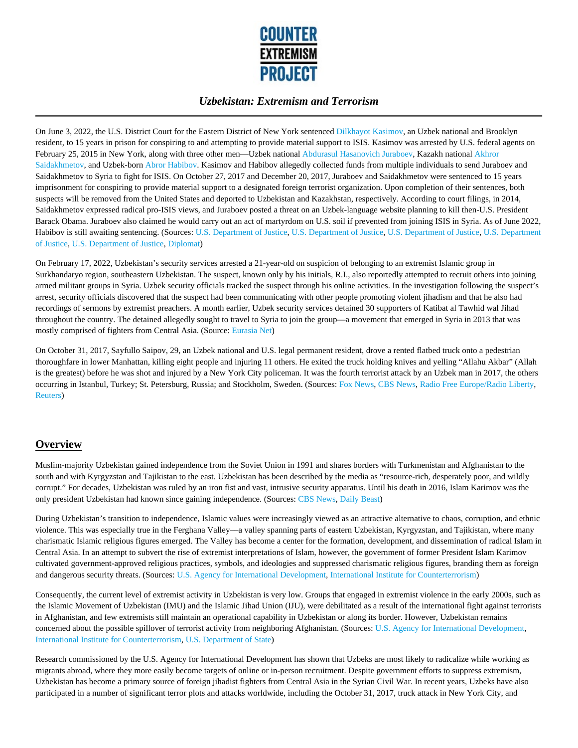# Uzbekistan: Extremism and Terrorism

On June 3, 2022, the U.S. District Court for the Eastern District of New York sentenced Dilkhayot Kasimov, an Uzbek national and Brooklyn resident, to 15 years in prison for conspiring to and attempting to provide material support to ISIS. Kasimov was arrested by U.S. federal agents on February 25, 2015 in New York, along with three other men—Uzbek national Abdurasul Hasanovich Juraboev, Kazakh national Akhror Saidakhmetov, and Uzbek-born Abror Habibov. Kasimov and Habibov allegedly collected funds from multiple individuals to send Juraboev and Saidakhmetov to Syria to fight for ISIS. On October 27, 2017 and December 20, 2017, Juraboev and Saidakhmetov were sentenced to 15 years imprisonment for conspiring to provide material support to a designated foreign terrorist organization. Upon completion of their sentences, both suspects will be removed from the United States and deported to Uzbekistan and Kazakhstan, respectively. According to court filings, in 2014, Saidakhmetov expressed radical pro-ISIS views, and Juraboev posted a threat on an Uzbek-language website planning to kill then-U.S. President Barack Obama. Juraboev also claimed he would carry out an act of martyrdom on U.S. soil if prevented from joining ISIS in Syria. As of June 2022, Habibov is still awaiting sentencing. (Sources: U.S. Department of Justice, U.S. Department of Justice, U.S. Department of Justice, U.S. Department of Justice, U.S. Department of Justice, Diplomat)

On February 17, 2022, Uzbekistan's security services arrested a 21-year-old on suspicion of belonging to an extremist Islamic group in Surkhandaryo region, southeastern Uzbekistan. The suspect, known only by his initials, R.I., also reportedly attempted to recruit others into joining armed militant groups in Syria. Uzbek security officials tracked the suspect through his online activities. In the investigation following the suspect's arrest, security officials discovered that the suspect had been communicating with other people promoting violent jihadism and that he also had recordings of sermons by extremist preachers. A month earlier, Uzbek security services detained 30 supporters of Katibat al Tawhid wal Jihad throughout the country. The detained allegedly sought to travel to Syria to join the group—a movement that emerged in Syria in 2013 that was mostly comprised of fighters from Central Asia. (Source: Eurasia Net)

On October 31, 2017, Sayfullo Saipov, 29, an Uzbek national and U.S. legal permanent resident, drove a rented flatbed truck onto a pedestrian thoroughfare in lower Manhattan, killing eight people and injuring 11 others. He exited the truck holding knives and yelling "Allahu Akbar" (Allah is the greatest) before he was shot and injured by a New York City policeman. It was the fourth terrorist attack by an Uzbek man in 2017, the others occurring in Istanbul, Turkey; St. Petersburg, Russia; and Stockholm, Sweden. (Sources: Fox News, CBS News, Radio Free Europe/Radio Liberty, Reuters)

## Overview

Muslim-majority Uzbekistan gained independence from the Soviet Union in 1991 and shares borders with Turkmenistan and Afghanistan to the south and with Kyrgyzstan and Tajikistan to the east. Uzbekistan has been described by the media as "resource-rich, desperately poor, and wildly corrupt." For decades, Uzbekistan was ruled by an iron fist and vast, intrusive security apparatus. Until his death in 2016, Islam Karimov was the only president Uzbekistan had known since gaining independence. (Sources: CBS News, Daily Beast)

During Uzbekistan's transition to independence, Islamic values were increasingly viewed as an attractive alternative to chaos, corruption, and ethnic violence. This was especially true in the Ferghana Valley—a valley spanning parts of eastern Uzbekistan, Kyrgyzstan, and Tajikistan, where many charismatic Islamic religious figures emerged. The Valley has become a center for the formation, development, and dissemination of radical Islam in Central Asia. In an attempt to subvert the rise of extremist interpretations of Islam, however, the government of former President Islam Karimov cultivated government-approved religious practices, symbols, and ideologies and suppressed charismatic religious figures, branding them as foreign and dangerous security threats. (Sources: U.S. Agency for International Development, International Institute for Counterterrorism)

Consequently, the current level of extremist activity in Uzbekistan is very low. Groups that engaged in extremist violence in the early 2000s, such as the Islamic Movement of Uzbekistan (IMU) and the Islamic Jihad Union (IJU), were debilitated as a result of the international fight against terrorists in Afghanistan, and few extremists still maintain an operational capability in Uzbekistan or along its border. However, Uzbekistan remains concerned about the possible spillover of terrorist activity from neighboring Afghanistan. (Sources: U.S. Agency for International Development, International Institute for Counterterrorism, U.S. Department of State)

Research commissioned by the U.S. Agency for International Development has shown that Uzbeks are most likely to radicalize while working as migrants abroad, where they more easily become targets of online or in-person recruitment. Despite government efforts to suppress extremism, Uzbekistan has become a primary source of foreign jihadist fighters from Central Asia in the Syrian Civil War. In recent years, Uzbeks have also participated in a number of significant terror plots and attacks worldwide, including the October 31, 2017, truck attack in New York City, and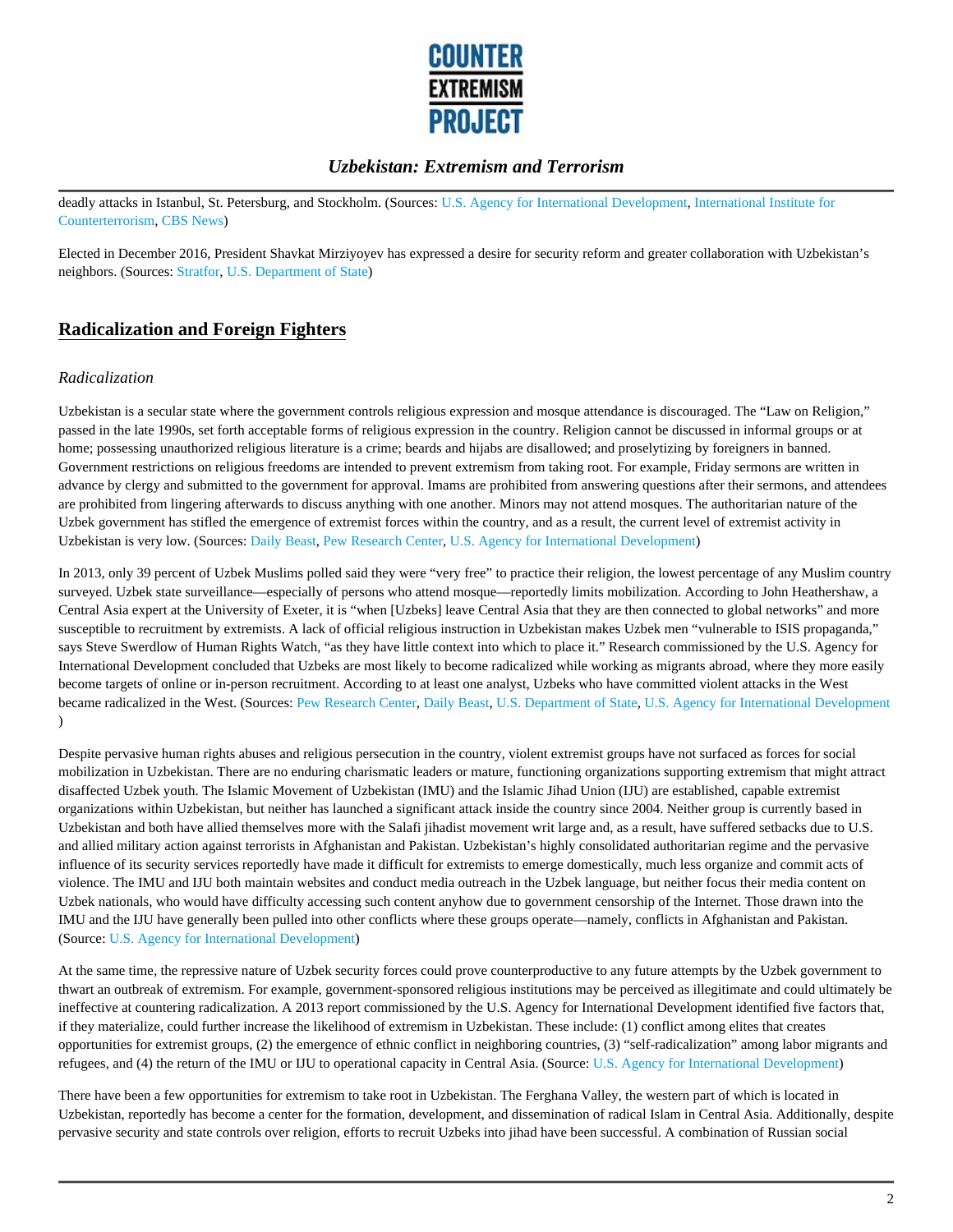deadly attacks in Istanbul, St. Petersburg, and Stockholm. (Sources: U.S. Agency for International Development, International Institute for Counterterrorism, CBS News)

Elected in December 2016, President Shavkat Mirziyoyev has expressed a desire for security reform and greater collaboration with Uzbekistan's neighbors. (Sources: Stratfor, U.S. Department of State)

## Radicalization and Foreign Fighters

### *Radicalization*

Uzbekistan is a secular state where the government controls religious expression and mosque attendance is discouraged. The "Law on Religion," passed in the late 1990s, set forth acceptable forms of religious expression in the country. Religion cannot be discussed in informal groups or at home; possessing unauthorized religious literature is a crime; beards and hijabs are disallowed; and proselytizing by foreigners in banned. Government restrictions on religious freedoms are intended to prevent extremism from taking root. For example, Friday sermons are written in advance by clergy and submitted to the government for approval. Imams are prohibited from answering questions after their sermons, and attendees are prohibited from lingering afterwards to discuss anything with one another. Minors may not attend mosques. The authoritarian nature of the Uzbek government has stifled the emergence of extremist forces within the country, and as a result, the current level of extremist activity in Uzbekistan is very low. (Sources: Daily Beast, Pew Research Center, U.S. Agency for International Development)

In 2013, only 39 percent of Uzbek Muslims polled said they were "very free" to practice their religion, the lowest percentage of any Muslim country surveyed. Uzbek state surveillance—especially of persons who attend mosque—reportedly limits mobilization. According to John Heathershaw, a Central Asia expert at the University of Exeter, it is "when [Uzbeks] leave Central Asia that they are then connected to global networks" and more susceptible to recruitment by extremists. A lack of official religious instruction in Uzbekistan makes Uzbek men "vulnerable to ISIS propaganda," says Steve Swerdlow of Human Rights Watch, "as they have little context into which to place it." Research commissioned by the U.S. Agency for International Development concluded that Uzbeks are most likely to become radicalized while working as migrants abroad, where they more easily become targets of online or in-person recruitment. According to at least one analyst, Uzbeks who have committed violent attacks in the West became radicalized in the West. (Sources: Pew Research Center, Daily Beast, U.S. Department of State, U.S. Agency for International Development )

Despite pervasive human rights abuses and religious persecution in the country, violent extremist groups have not surfaced as forces for social mobilization in Uzbekistan. There are no enduring charismatic leaders or mature, functioning organizations supporting extremism that might attract disaffected Uzbek youth. The Islamic Movement of Uzbekistan (IMU) and the Islamic Jihad Union (IJU) are established, capable extremist organizations within Uzbekistan, but neither has launched a significant attack inside the country since 2004. Neither group is currently based in Uzbekistan and both have allied themselves more with the Salafi jihadist movement writ large and, as a result, have suffered setbacks due to U.S. and allied military action against terrorists in Afghanistan and Pakistan. Uzbekistan's highly consolidated authoritarian regime and the pervasive influence of its security services reportedly have made it difficult for extremists to emerge domestically, much less organize and commit acts of violence. The IMU and IJU both maintain websites and conduct media outreach in the Uzbek language, but neither focus their media content on Uzbek nationals, who would have difficulty accessing such content anyhow due to government censorship of the Internet. Those drawn into the IMU and the IJU have generally been pulled into other conflicts where these groups operate—namely, conflicts in Afghanistan and Pakistan. (Source: U.S. Agency for International Development)

At the same time, the repressive nature of Uzbek security forces could prove counterproductive to any future attempts by the Uzbek government to thwart an outbreak of extremism. For example, government-sponsored religious institutions may be perceived as illegitimate and could ultimately be ineffective at countering radicalization. A 2013 report commissioned by the U.S. Agency for International Development identified five factors that, if they materialize, could further increase the likelihood of extremism in Uzbekistan. These include: (1) conflict among elites that creates opportunities for extremist groups, (2) the emergence of ethnic conflict in neighboring countries, (3) "self-radicalization" among labor migrants and refugees, and (4) the return of the IMU or IJU to operational capacity in Central Asia. (Source: U.S. Agency for International Development)

There have been a few opportunities for extremism to take root in Uzbekistan. The Ferghana Valley, the western part of which is located in Uzbekistan, reportedly has become a center for the formation, development, and dissemination of radical Islam in Central Asia. Additionally, despite pervasive security and state controls over religion, efforts to recruit Uzbeks into jihad have been successful. A combination of Russian social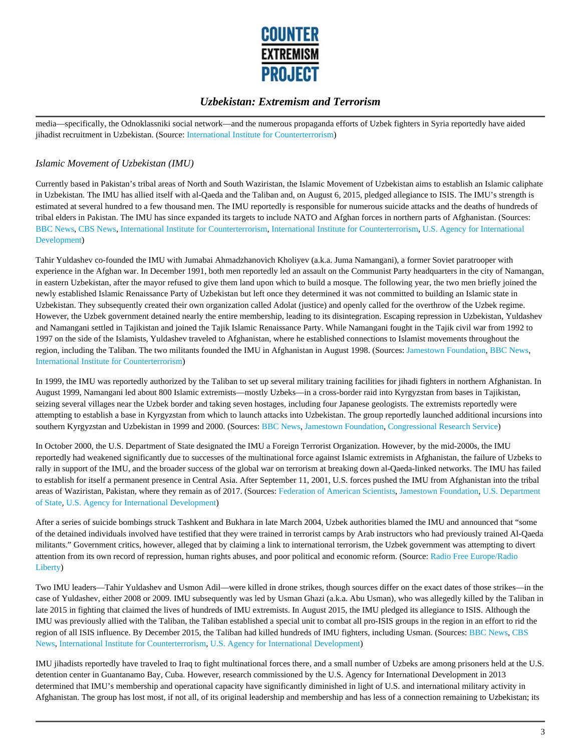media—specifically, the Odnoklassniki social network—and the numerous propaganda efforts of Uzbek fighters in Syria reportedly have aided jihadist recruitment in Uzbekistan. (Source: International Institute for Counterterrorism)

### *Islamic Movement of Uzbekistan (IMU)*

Currently based in Pakistan's tribal areas of North and South Waziristan, the Islamic Movement of Uzbekistan aims to establish an Islamic caliphate in Uzbekistan. The IMU has allied itself with al-Qaeda and the Taliban and, on August 6, 2015, pledged allegiance to ISIS. The IMU's strength is estimated at several hundred to a few thousand men. The IMU reportedly is responsible for numerous suicide attacks and the deaths of hundreds of tribal elders in Pakistan. The IMU has since expanded its targets to include NATO and Afghan forces in northern parts of Afghanistan. (Sources: BBC News, CBS News, International Institute for Counterterrorism, International Institute for Counterterrorism, U.S. Agency for International Development)

Tahir Yuldashev co-founded the IMU with Jumabai Ahmadzhanovich Kholiyev (a.k.a. Juma Namangani), a former Soviet paratrooper with experience in the Afghan war. In December 1991, both men reportedly led an assault on the Communist Party headquarters in the city of Namangan, in eastern Uzbekistan, after the mayor refused to give them land upon which to build a mosque. The following year, the two men briefly joined the newly established Islamic Renaissance Party of Uzbekistan but left once they determined it was not committed to building an Islamic state in Uzbekistan. They subsequently created their own organization called Adolat (justice) and openly called for the overthrow of the Uzbek regime. However, the Uzbek government detained nearly the entire membership, leading to its disintegration. Escaping repression in Uzbekistan, Yuldashev and Namangani settled in Tajikistan and joined the Tajik Islamic Renaissance Party. While Namangani fought in the Tajik civil war from 1992 to 1997 on the side of the Islamists, Yuldashev traveled to Afghanistan, where he established connections to Islamist movements throughout the region, including the Taliban. The two militants founded the IMU in Afghanistan in August 1998. (Sources: Jamestown Foundation, BBC News, International Institute for Counterterrorism)

In 1999, the IMU was reportedly authorized by the Taliban to set up several military training facilities for jihadi fighters in northern Afghanistan. In August 1999, Namangani led about 800 Islamic extremists—mostly Uzbeks—in a cross-border raid into Kyrgyzstan from bases in Tajikistan, seizing several villages near the Uzbek border and taking seven hostages, including four Japanese geologists. The extremists reportedly were attempting to establish a base in Kyrgyzstan from which to launch attacks into Uzbekistan. The group reportedly launched additional incursions into southern Kyrgyzstan and Uzbekistan in 1999 and 2000. (Sources: BBC News, Jamestown Foundation, Congressional Research Service)

In October 2000, the U.S. Department of State designated the IMU a Foreign Terrorist Organization. However, by the mid-2000s, the IMU reportedly had weakened significantly due to successes of the multinational force against Islamic extremists in Afghanistan, the failure of Uzbeks to rally in support of the IMU, and the broader success of the global war on terrorism at breaking down al-Qaeda-linked networks. The IMU has failed to establish for itself a permanent presence in Central Asia. After September 11, 2001, U.S. forces pushed the IMU from Afghanistan into the tribal areas of Waziristan, Pakistan, where they remain as of 2017. (Sources: Federation of American Scientists, Jamestown Foundation, U.S. Department of State, U.S. Agency for International Development)

After a series of suicide bombings struck Tashkent and Bukhara in late March 2004, Uzbek authorities blamed the IMU and announced that "some of the detained individuals involved have testified that they were trained in terrorist camps by Arab instructors who had previously trained Al-Qaeda militants." Government critics, however, alleged that by claiming a link to international terrorism, the Uzbek government was attempting to divert attention from its own record of repression, human rights abuses, and poor political and economic reform. (Source: Radio Free Europe/Radio Liberty)

Two IMU leaders—Tahir Yuldashev and Usmon Adil—were killed in drone strikes, though sources differ on the exact dates of those strikes—in the case of Yuldashev, either 2008 or 2009. IMU subsequently was led by Usman Ghazi (a.k.a. Abu Usman), who was allegedly killed by the Taliban in late 2015 in fighting that claimed the lives of hundreds of IMU extremists. In August 2015, the IMU pledged its allegiance to ISIS. Although the IMU was previously allied with the Taliban, the Taliban established a special unit to combat all pro-ISIS groups in the region in an effort to rid the region of all ISIS influence. By December 2015, the Taliban had killed hundreds of IMU fighters, including Usman. (Sources: BBC News, CBS News, International Institute for Counterterrorism, U.S. Agency for International Development)

IMU jihadists reportedly have traveled to Iraq to fight multinational forces there, and a small number of Uzbeks are among prisoners held at the U.S. detention center in Guantanamo Bay, Cuba. However, research commissioned by the U.S. Agency for International Development in 2013 determined that IMU's membership and operational capacity have significantly diminished in light of U.S. and international military activity in Afghanistan. The group has lost most, if not all, of its original leadership and membership and has less of a connection remaining to Uzbekistan; its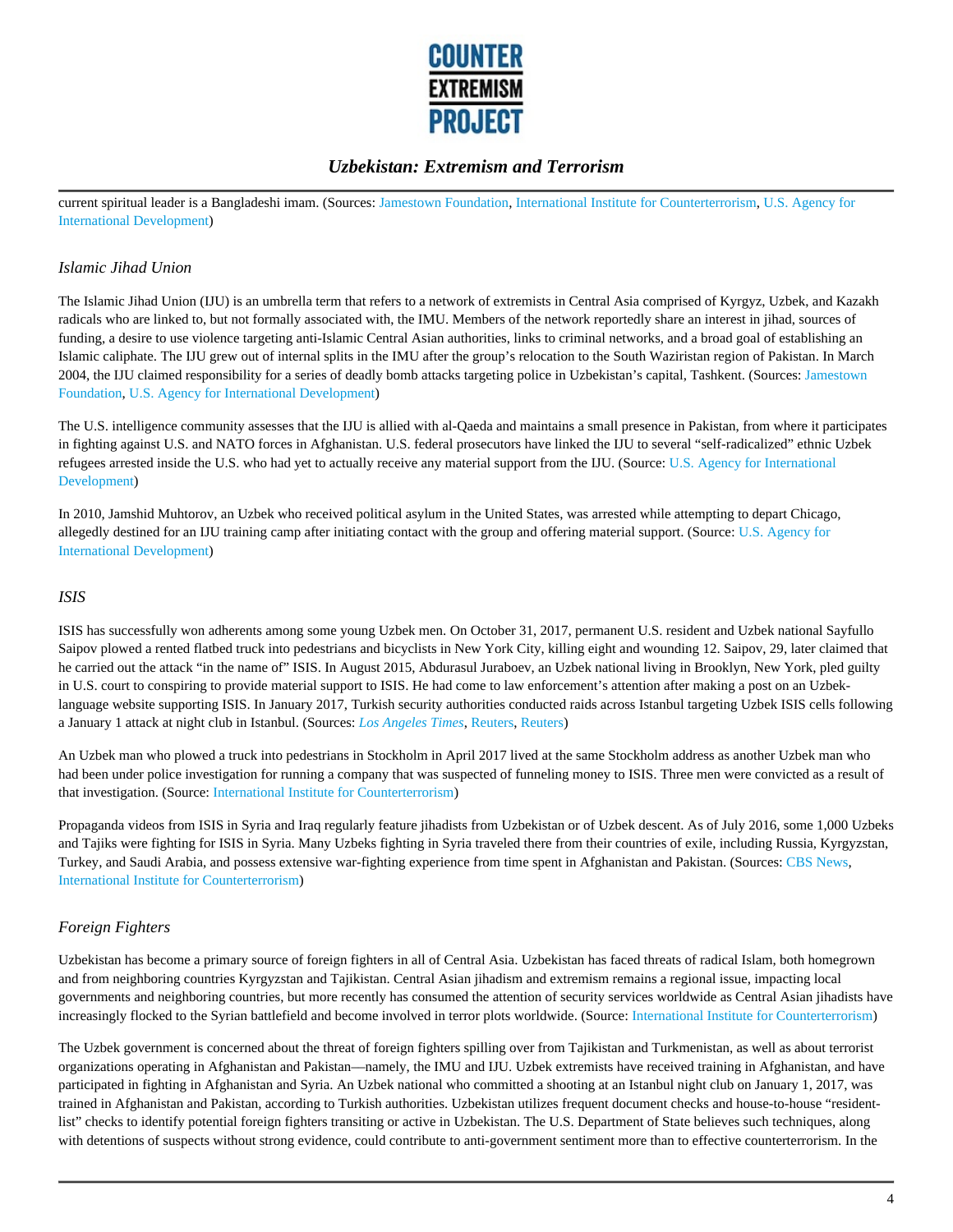current spiritual leader is a Bangladeshi imam. (Sources: Jamestown Foundation, International Institute for Counterterrorism, U.S. Agency for International Development)

### *Islamic Jihad Union*

The Islamic Jihad Union (IJU) is an umbrella term that refers to a network of extremists in Central Asia comprised of Kyrgyz, Uzbek, and Kazakh radicals who are linked to, but not formally associated with, the IMU. Members of the network reportedly share an interest in jihad, sources of funding, a desire to use violence targeting anti-Islamic Central Asian authorities, links to criminal networks, and a broad goal of establishing an Islamic caliphate. The IJU grew out of internal splits in the IMU after the group's relocation to the South Waziristan region of Pakistan. In March 2004, the IJU claimed responsibility for a series of deadly bomb attacks targeting police in Uzbekistan's capital, Tashkent. (Sources: Jamestown Foundation, U.S. Agency for International Development)

The U.S. intelligence community assesses that the IJU is allied with al-Qaeda and maintains a small presence in Pakistan, from where it participates in fighting against U.S. and NATO forces in Afghanistan. U.S. federal prosecutors have linked the IJU to several "self-radicalized" ethnic Uzbek refugees arrested inside the U.S. who had yet to actually receive any material support from the IJU. (Source: U.S. Agency for International Development)

In 2010, Jamshid Muhtorov, an Uzbek who received political asylum in the United States, was arrested while attempting to depart Chicago, allegedly destined for an IJU training camp after initiating contact with the group and offering material support. (Source: U.S. Agency for International Development)

### *ISIS*

ISIS has successfully won adherents among some young Uzbek men. On October 31, 2017, permanent U.S. resident and Uzbek national Sayfullo Saipov plowed a rented flatbed truck into pedestrians and bicyclists in New York City, killing eight and wounding 12. Saipov, 29, later claimed that he carried out the attack "in the name of" ISIS. In August 2015, Abdurasul Juraboev, an Uzbek national living in Brooklyn, New York, pled guilty in U.S. court to conspiring to provide material support to ISIS. He had come to law enforcement's attention after making a post on an Uzbek-language website supporting ISIS. In January 2017, Turkish security authorities conducted raids across Istanbul targeting Uzbek ISIS cells following a January 1 attack at night club in Istanbul. (Sources: *Los Angeles Times*, Reuters, Reuters)

An Uzbek man who plowed a truck into pedestrians in Stockholm in April 2017 lived at the same Stockholm address as another Uzbek man who had been under police investigation for running a company that was suspected of funneling money to ISIS. Three men were convicted as a result of that investigation. (Source: International Institute for Counterterrorism)

Propaganda videos from ISIS in Syria and Iraq regularly feature jihadists from Uzbekistan or of Uzbek descent. As of July 2016, some 1,000 Uzbeks and Tajiks were fighting for ISIS in Syria. Many Uzbeks fighting in Syria traveled there from their countries of exile, including Russia, Kyrgyzstan, Turkey, and Saudi Arabia, and possess extensive war-fighting experience from time spent in Afghanistan and Pakistan. (Sources: CBS News, International Institute for Counterterrorism)

### *Foreign Fighters*

Uzbekistan has become a primary source of foreign fighters in all of Central Asia. Uzbekistan has faced threats of radical Islam, both homegrown and from neighboring countries Kyrgyzstan and Tajikistan. Central Asian jihadism and extremism remains a regional issue, impacting local governments and neighboring countries, but more recently has consumed the attention of security services worldwide as Central Asian jihadists have increasingly flocked to the Syrian battlefield and become involved in terror plots worldwide. (Source: International Institute for Counterterrorism)

The Uzbek government is concerned about the threat of foreign fighters spilling over from Tajikistan and Turkmenistan, as well as about terrorist organizations operating in Afghanistan and Pakistan—namely, the IMU and IJU. Uzbek extremists have received training in Afghanistan, and have participated in fighting in Afghanistan and Syria. An Uzbek national who committed a shooting at an Istanbul night club on January 1, 2017, was trained in Afghanistan and Pakistan, according to Turkish authorities. Uzbekistan utilizes frequent document checks and house-to-house "resident-list" checks to identify potential foreign fighters transiting or active in Uzbekistan. The U.S. Department of State believes such techniques, along with detentions of suspects without strong evidence, could contribute to anti-government sentiment more than to effective counterterrorism. In the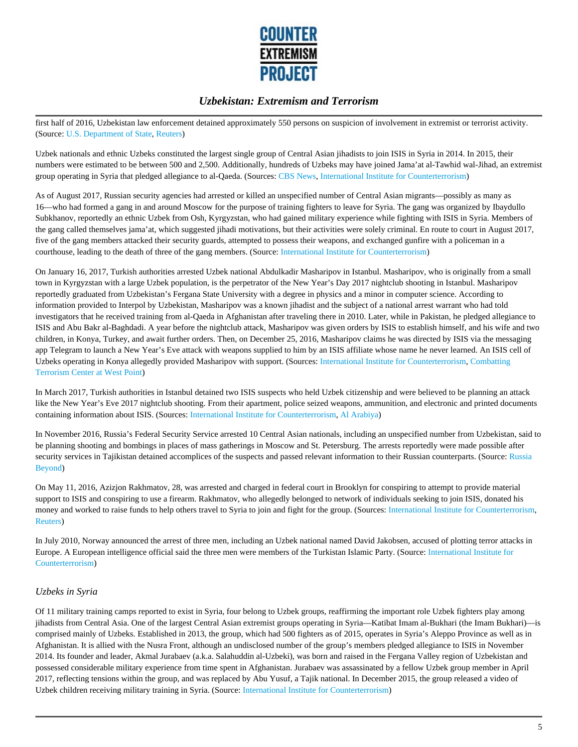first half of 2016, Uzbekistan law enforcement detained approximately 550 persons on suspicion of involvement in extremist or terrorist activity. (Source: U.S. Department of State, Reuters)

Uzbek nationals and ethnic Uzbeks constituted the largest single group of Central Asian jihadists to join ISIS in Syria in 2014. In 2015, their numbers were estimated to be between 500 and 2,500. Additionally, hundreds of Uzbeks may have joined Jama'at al-Tawhid wal-Jihad, an extremist group operating in Syria that pledged allegiance to al-Qaeda. (Sources: CBS News, International Institute for Counterterrorism)

As of August 2017, Russian security agencies had arrested or killed an unspecified number of Central Asian migrants—possibly as many as 16—who had formed a gang in and around Moscow for the purpose of training fighters to leave for Syria. The gang was organized by Ibaydullo Subkhanov, reportedly an ethnic Uzbek from Osh, Kyrgyzstan, who had gained military experience while fighting with ISIS in Syria. Members of the gang called themselves jama'at, which suggested jihadi motivations, but their activities were solely criminal. En route to court in August 2017, five of the gang members attacked their security guards, attempted to possess their weapons, and exchanged gunfire with a policeman in a courthouse, leading to the death of three of the gang members. (Source: International Institute for Counterterrorism)

On January 16, 2017, Turkish authorities arrested Uzbek national Abdulkadir Masharipov in Istanbul. Masharipov, who is originally from a small town in Kyrgyzstan with a large Uzbek population, is the perpetrator of the New Year's Day 2017 nightclub shooting in Istanbul. Masharipov reportedly graduated from Uzbekistan's Fergana State University with a degree in physics and a minor in computer science. According to information provided to Interpol by Uzbekistan, Masharipov was a known jihadist and the subject of a national arrest warrant who had told investigators that he received training from al-Qaeda in Afghanistan after traveling there in 2010. Later, while in Pakistan, he pledged allegiance to ISIS and Abu Bakr al-Baghdadi. A year before the nightclub attack, Masharipov was given orders by ISIS to establish himself, and his wife and two children, in Konya, Turkey, and await further orders. Then, on December 25, 2016, Masharipov claims he was directed by ISIS via the messaging app Telegram to launch a New Year's Eve attack with weapons supplied to him by an ISIS affiliate whose name he never learned. An ISIS cell of Uzbeks operating in Konya allegedly provided Masharipov with support. (Sources: International Institute for Counterterrorism, Combatting Terrorism Center at West Point)

In March 2017, Turkish authorities in Istanbul detained two ISIS suspects who held Uzbek citizenship and were believed to be planning an attack like the New Year's Eve 2017 nightclub shooting. From their apartment, police seized weapons, ammunition, and electronic and printed documents containing information about ISIS. (Sources: International Institute for Counterterrorism, Al Arabiya)

In November 2016, Russia's Federal Security Service arrested 10 Central Asian nationals, including an unspecified number from Uzbekistan, said to be planning shooting and bombings in places of mass gatherings in Moscow and St. Petersburg. The arrests reportedly were made possible after security services in Tajikistan detained accomplices of the suspects and passed relevant information to their Russian counterparts. (Source: Russia Beyond)

On May 11, 2016, Azizjon Rakhmatov, 28, was arrested and charged in federal court in Brooklyn for conspiring to attempt to provide material support to ISIS and conspiring to use a firearm. Rakhmatov, who allegedly belonged to network of individuals seeking to join ISIS, donated his money and worked to raise funds to help others travel to Syria to join and fight for the group. (Sources: International Institute for Counterterrorism, Reuters)

In July 2010, Norway announced the arrest of three men, including an Uzbek national named David Jakobsen, accused of plotting terror attacks in Europe. A European intelligence official said the three men were members of the Turkistan Islamic Party. (Source: International Institute for Counterterrorism)

### *Uzbeks in Syria*

Of 11 military training camps reported to exist in Syria, four belong to Uzbek groups, reaffirming the important role Uzbek fighters play among jihadists from Central Asia. One of the largest Central Asian extremist groups operating in Syria—Katibat Imam al-Bukhari (the Imam Bukhari)—is comprised mainly of Uzbeks. Established in 2013, the group, which had 500 fighters as of 2015, operates in Syria's Aleppo Province as well as in Afghanistan. It is allied with the Nusra Front, although an undisclosed number of the group's members pledged allegiance to ISIS in November 2014. Its founder and leader, Akmal Jurabaev (a.k.a. Salahuddin al-Uzbeki), was born and raised in the Fergana Valley region of Uzbekistan and possessed considerable military experience from time spent in Afghanistan. Jurabaev was assassinated by a fellow Uzbek group member in April 2017, reflecting tensions within the group, and was replaced by Abu Yusuf, a Tajik national. In December 2015, the group released a video of Uzbek children receiving military training in Syria. (Source: International Institute for Counterterrorism)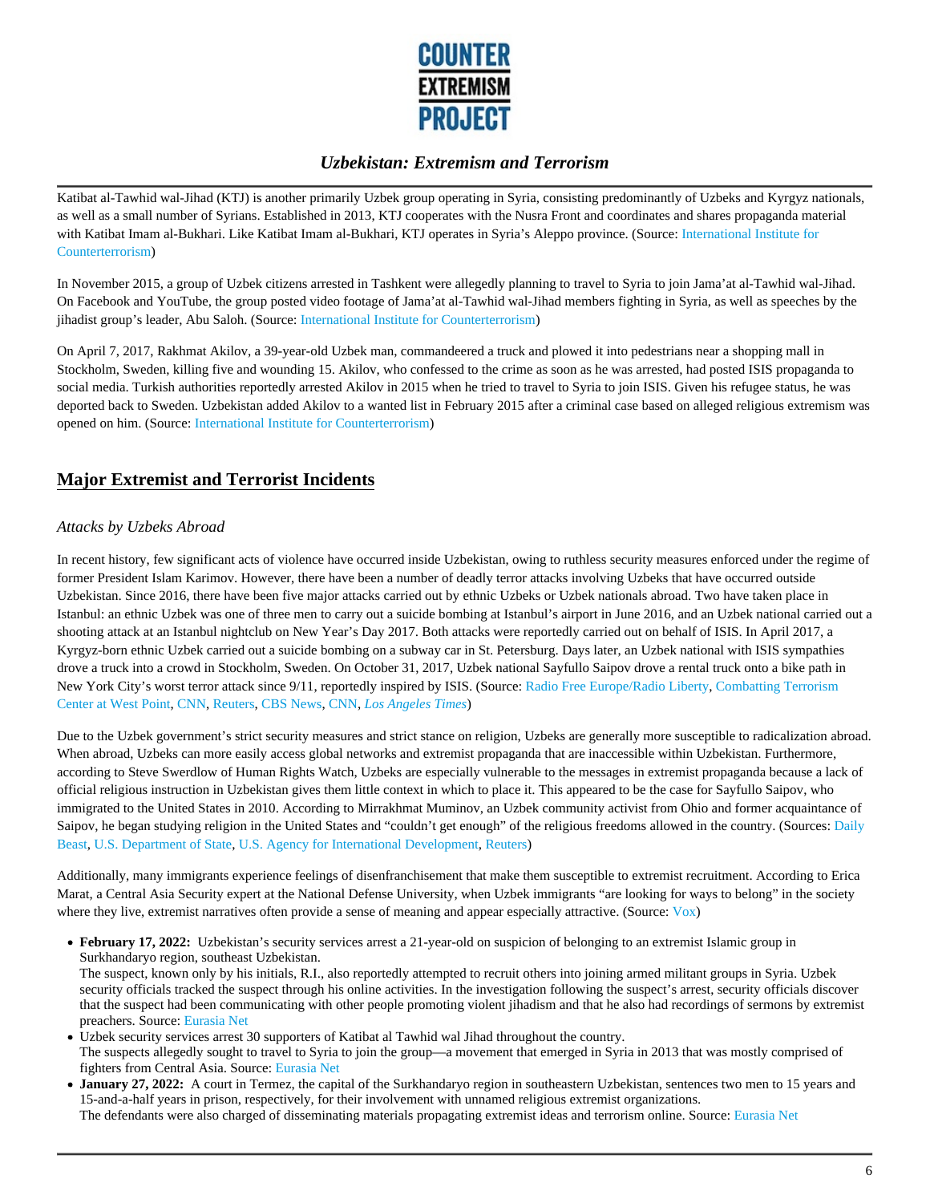Katibat al-Tawhid wal-Jihad (KTJ) is another primarily Uzbek group operating in Syria, consisting predominantly of Uzbeks and Kyrgyz nationals, as well as a small number of Syrians. Established in 2013, KTJ cooperates with the Nusra Front and coordinates and shares propaganda material with Katibat Imam al-Bukhari. Like Katibat Imam al-Bukhari, KTJ operates in Syria's Aleppo province. (Source: International Institute for Counterterrorism)

In November 2015, a group of Uzbek citizens arrested in Tashkent were allegedly planning to travel to Syria to join Jama'at al-Tawhid wal-Jihad. On Facebook and YouTube, the group posted video footage of Jama'at al-Tawhid wal-Jihad members fighting in Syria, as well as speeches by the jihadist group's leader, Abu Saloh. (Source: International Institute for Counterterrorism)

On April 7, 2017, Rakhmat Akilov, a 39-year-old Uzbek man, commandeered a truck and plowed it into pedestrians near a shopping mall in Stockholm, Sweden, killing five and wounding 15. Akilov, who confessed to the crime as soon as he was arrested, had posted ISIS propaganda to social media. Turkish authorities reportedly arrested Akilov in 2015 when he tried to travel to Syria to join ISIS. Given his refugee status, he was deported back to Sweden. Uzbekistan added Akilov to a wanted list in February 2015 after a criminal case based on alleged religious extremism was opened on him. (Source: International Institute for Counterterrorism)

## Major Extremist and Terrorist Incidents

### *Attacks by Uzbeks Abroad*

In recent history, few significant acts of violence have occurred inside Uzbekistan, owing to ruthless security measures enforced under the regime of former President Islam Karimov. However, there have been a number of deadly terror attacks involving Uzbeks that have occurred outside Uzbekistan. Since 2016, there have been five major attacks carried out by ethnic Uzbeks or Uzbek nationals abroad. Two have taken place in Istanbul: an ethnic Uzbek was one of three men to carry out a suicide bombing at Istanbul's airport in June 2016, and an Uzbek national carried out a shooting attack at an Istanbul nightclub on New Year's Day 2017. Both attacks were reportedly carried out on behalf of ISIS. In April 2017, a Kyrgyz-born ethnic Uzbek carried out a suicide bombing on a subway car in St. Petersburg. Days later, an Uzbek national with ISIS sympathies drove a truck into a crowd in Stockholm, Sweden. On October 31, 2017, Uzbek national Sayfullo Saipov drove a rental truck onto a bike path in New York City's worst terror attack since 9/11, reportedly inspired by ISIS. (Source: Radio Free Europe/Radio Liberty, Combatting Terrorism Center at West Point, CNN, Reuters, CBS News, CNN, *Los Angeles Times*)

Due to the Uzbek government's strict security measures and strict stance on religion, Uzbeks are generally more susceptible to radicalization abroad. When abroad, Uzbeks can more easily access global networks and extremist propaganda that are inaccessible within Uzbekistan. Furthermore, according to Steve Swerdlow of Human Rights Watch, Uzbeks are especially vulnerable to the messages in extremist propaganda because a lack of official religious instruction in Uzbekistan gives them little context in which to place it. This appeared to be the case for Sayfullo Saipov, who immigrated to the United States in 2010. According to Mirrakhmat Muminov, an Uzbek community activist from Ohio and former acquaintance of Saipov, he began studying religion in the United States and "couldn't get enough" of the religious freedoms allowed in the country. (Sources: Daily Beast, U.S. Department of State, U.S. Agency for International Development, Reuters)

Additionally, many immigrants experience feelings of disenfranchisement that make them susceptible to extremist recruitment. According to Erica Marat, a Central Asia Security expert at the National Defense University, when Uzbek immigrants "are looking for ways to belong" in the society where they live, extremist narratives often provide a sense of meaning and appear especially attractive. (Source: Vox)

- **February 17, 2022:** Uzbekistan's security services arrest a 21-year-old on suspicion of belonging to an extremist Islamic group in Surkhandaryo region, southeast Uzbekistan.
  The suspect, known only by his initials, R.I., also reportedly attempted to recruit others into joining armed militant groups in Syria. Uzbek security officials tracked the suspect through his online activities. In the investigation following the suspect's arrest, security officials discover that the suspect had been communicating with other people promoting violent jihadism and that he also had recordings of sermons by extremist preachers. Source: Eurasia Net
- Uzbek security services arrest 30 supporters of Katibat al Tawhid wal Jihad throughout the country.
  The suspects allegedly sought to travel to Syria to join the group—a movement that emerged in Syria in 2013 that was mostly comprised of fighters from Central Asia. Source: Eurasia Net
- **January 27, 2022:** A court in Termez, the capital of the Surkhandaryo region in southeastern Uzbekistan, sentences two men to 15 years and 15-and-a-half years in prison, respectively, for their involvement with unnamed religious extremist organizations.
  The defendants were also charged of disseminating materials propagating extremist ideas and terrorism online. Source: Eurasia Net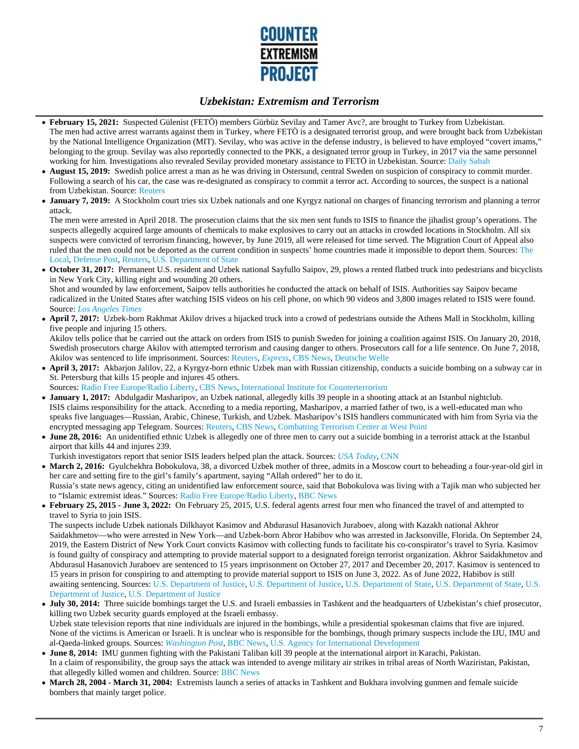- **February 15, 2021:** Suspected Gülenist (FETÖ) members Gürbüz Sevilay and Tamer Avc?, are brought to Turkey from Uzbekistan.
  The men had active arrest warrants against them in Turkey, where FETÖ is a designated terrorist group, and were brought back from Uzbekistan by the National Intelligence Organization (MIT). Sevilay, who was active in the defense industry, is believed to have employed "covert imams," belonging to the group. Sevilay was also reportedly connected to the PKK, a designated terror group in Turkey, in 2017 via the same personnel working for him. Investigations also revealed Sevilay provided monetary assistance to FETÖ in Uzbekistan. Source: Daily Sabah
- **August 15, 2019:** Swedish police arrest a man as he was driving in Ostersund, central Sweden on suspicion of conspiracy to commit murder. Following a search of his car, the case was re-designated as conspiracy to commit a terror act. According to sources, the suspect is a national from Uzbekistan. Source: Reuters
- **January 7, 2019:** A Stockholm court tries six Uzbek nationals and one Kyrgyz national on charges of financing terrorism and planning a terror attack.
  The men were arrested in April 2018. The prosecution claims that the six men sent funds to ISIS to finance the jihadist group's operations. The suspects allegedly acquired large amounts of chemicals to make explosives to carry out an attacks in crowded locations in Stockholm. All six suspects were convicted of terrorism financing, however, by June 2019, all were released for time served. The Migration Court of Appeal also ruled that the men could not be deported as the current condition in suspects' home countries made it impossible to deport them. Sources: The Local, Defense Post, Reuters, U.S. Department of State
- **October 31, 2017:** Permanent U.S. resident and Uzbek national Sayfullo Saipov, 29, plows a rented flatbed truck into pedestrians and bicyclists in New York City, killing eight and wounding 20 others.
  Shot and wounded by law enforcement, Saipov tells authorities he conducted the attack on behalf of ISIS. Authorities say Saipov became radicalized in the United States after watching ISIS videos on his cell phone, on which 90 videos and 3,800 images related to ISIS were found. Source: *Los Angeles Times*
- **April 7, 2017:** Uzbek-born Rakhmat Akilov drives a hijacked truck into a crowd of pedestrians outside the Athens Mall in Stockholm, killing five people and injuring 15 others.
  Akilov tells police that he carried out the attack on orders from ISIS to punish Sweden for joining a coalition against ISIS. On January 20, 2018, Swedish prosecutors charge Akilov with attempted terrorism and causing danger to others. Prosecutors call for a life sentence. On June 7, 2018, Akilov was sentenced to life imprisonment. Sources: Reuters, *Express*, CBS News, Deutsche Welle
- **April 3, 2017:** Akbarjon Jalilov, 22, a Kyrgyz-born ethnic Uzbek man with Russian citizenship, conducts a suicide bombing on a subway car in St. Petersburg that kills 15 people and injures 45 others.
  Sources: Radio Free Europe/Radio Liberty, CBS News, International Institute for Counterterrorism
- **January 1, 2017:** Abdulgadir Masharipov, an Uzbek national, allegedly kills 39 people in a shooting attack at an Istanbul nightclub.
  ISIS claims responsibility for the attack. According to a media reporting, Masharipov, a married father of two, is a well-educated man who speaks five languages—Russian, Arabic, Chinese, Turkish, and Uzbek. Masharipov's ISIS handlers communicated with him from Syria via the encrypted messaging app Telegram. Sources: Reuters, CBS News, Combatting Terrorism Center at West Point
- **June 28, 2016:** An unidentified ethnic Uzbek is allegedly one of three men to carry out a suicide bombing in a terrorist attack at the Istanbul airport that kills 44 and injures 239.
  Turkish investigators report that senior ISIS leaders helped plan the attack. Sources: *USA Today*, CNN
- **March 2, 2016:** Gyulchekhra Bobokulova, 38, a divorced Uzbek mother of three, admits in a Moscow court to beheading a four-year-old girl in her care and setting fire to the girl's family's apartment, saying "Allah ordered" her to do it.
  Russia's state news agency, citing an unidentified law enforcement source, said that Bobokulova was living with a Tajik man who subjected her to "Islamic extremist ideas." Sources: Radio Free Europe/Radio Liberty, BBC News
- **February 25, 2015 - June 3, 2022:** On February 25, 2015, U.S. federal agents arrest four men who financed the travel of and attempted to travel to Syria to join ISIS.
  The suspects include Uzbek nationals Dilkhayot Kasimov and Abdurasul Hasanovich Juraboev, along with Kazakh national Akhror Saidakhmetov—who were arrested in New York—and Uzbek-born Abror Habibov who was arrested in Jacksonville, Florida. On September 24, 2019, the Eastern District of New York Court convicts Kasimov with collecting funds to facilitate his co-conspirator's travel to Syria. Kasimov is found guilty of conspiracy and attempting to provide material support to a designated foreign terrorist organization. Akhror Saidakhmetov and Abdurasul Hasanovich Juraboev are sentenced to 15 years imprisonment on October 27, 2017 and December 20, 2017. Kasimov is sentenced to 15 years in prison for conspiring to and attempting to provide material support to ISIS on June 3, 2022. As of June 2022, Habibov is still awaiting sentencing. Sources: U.S. Department of Justice, U.S. Department of Justice, U.S. Department of State, U.S. Department of State, U.S. Department of Justice, U.S. Department of Justice
- **July 30, 2014:** Three suicide bombings target the U.S. and Israeli embassies in Tashkent and the headquarters of Uzbekistan's chief prosecutor, killing two Uzbek security guards employed at the Israeli embassy.
  Uzbek state television reports that nine individuals are injured in the bombings, while a presidential spokesman claims that five are injured. None of the victims is American or Israeli. It is unclear who is responsible for the bombings, though primary suspects include the IJU, IMU and al-Qaeda-linked groups. Sources: *Washington Post*, BBC News, U.S. Agency for International Development
- **June 8, 2014:** IMU gunmen fighting with the Pakistani Taliban kill 39 people at the international airport in Karachi, Pakistan.
  In a claim of responsibility, the group says the attack was intended to avenge military air strikes in tribal areas of North Waziristan, Pakistan, that allegedly killed women and children. Source: BBC News
- **March 28, 2004 - March 31, 2004:** Extremists launch a series of attacks in Tashkent and Bukhara involving gunmen and female suicide bombers that mainly target police.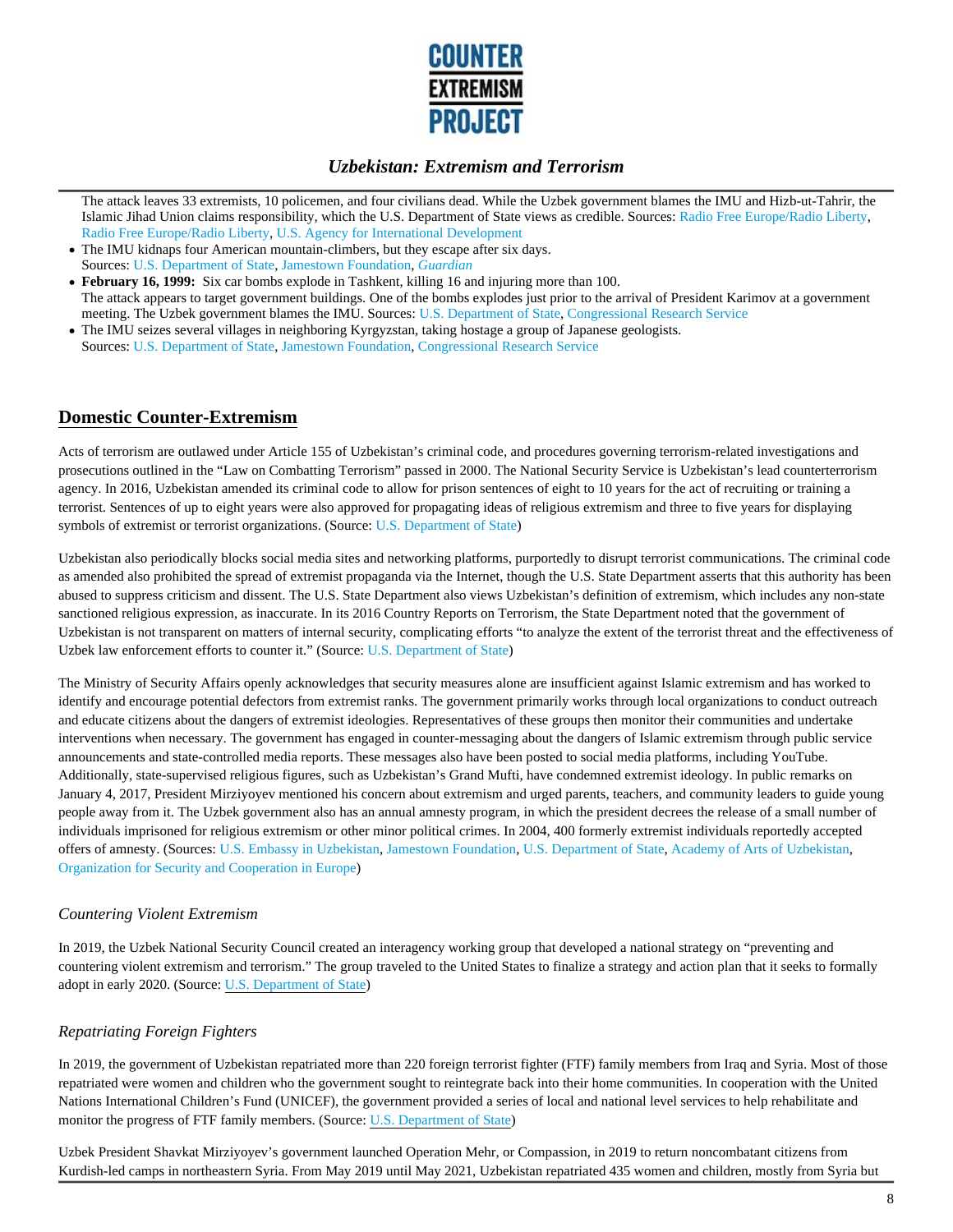The attack leaves 33 extremists, 10 policemen, and four civilians dead. While the Uzbek government blames the IMU and Hizb-ut-Tahrir, the Islamic Jihad Union claims responsibility, which the U.S. Department of State views as credible. Sources: Radio Free Europe/Radio Liberty, Radio Free Europe/Radio Liberty, U.S. Agency for International Development

- The IMU kidnaps four American mountain-climbers, but they escape after six days.
  Sources: U.S. Department of State, Jamestown Foundation, *Guardian*
- **February 16, 1999:** Six car bombs explode in Tashkent, killing 16 and injuring more than 100.
  The attack appears to target government buildings. One of the bombs explodes just prior to the arrival of President Karimov at a government meeting. The Uzbek government blames the IMU. Sources: U.S. Department of State, Congressional Research Service
- The IMU seizes several villages in neighboring Kyrgyzstan, taking hostage a group of Japanese geologists.
  Sources: U.S. Department of State, Jamestown Foundation, Congressional Research Service

## Domestic Counter-Extremism

Acts of terrorism are outlawed under Article 155 of Uzbekistan's criminal code, and procedures governing terrorism-related investigations and prosecutions outlined in the "Law on Combatting Terrorism" passed in 2000. The National Security Service is Uzbekistan's lead counterterrorism agency. In 2016, Uzbekistan amended its criminal code to allow for prison sentences of eight to 10 years for the act of recruiting or training a terrorist. Sentences of up to eight years were also approved for propagating ideas of religious extremism and three to five years for displaying symbols of extremist or terrorist organizations. (Source: U.S. Department of State)

Uzbekistan also periodically blocks social media sites and networking platforms, purportedly to disrupt terrorist communications. The criminal code as amended also prohibited the spread of extremist propaganda via the Internet, though the U.S. State Department asserts that this authority has been abused to suppress criticism and dissent. The U.S. State Department also views Uzbekistan's definition of extremism, which includes any non-state sanctioned religious expression, as inaccurate. In its 2016 Country Reports on Terrorism, the State Department noted that the government of Uzbekistan is not transparent on matters of internal security, complicating efforts "to analyze the extent of the terrorist threat and the effectiveness of Uzbek law enforcement efforts to counter it." (Source: U.S. Department of State)

The Ministry of Security Affairs openly acknowledges that security measures alone are insufficient against Islamic extremism and has worked to identify and encourage potential defectors from extremist ranks. The government primarily works through local organizations to conduct outreach and educate citizens about the dangers of extremist ideologies. Representatives of these groups then monitor their communities and undertake interventions when necessary. The government has engaged in counter-messaging about the dangers of Islamic extremism through public service announcements and state-controlled media reports. These messages also have been posted to social media platforms, including YouTube. Additionally, state-supervised religious figures, such as Uzbekistan's Grand Mufti, have condemned extremist ideology. In public remarks on January 4, 2017, President Mirziyoyev mentioned his concern about extremism and urged parents, teachers, and community leaders to guide young people away from it. The Uzbek government also has an annual amnesty program, in which the president decrees the release of a small number of individuals imprisoned for religious extremism or other minor political crimes. In 2004, 400 formerly extremist individuals reportedly accepted offers of amnesty. (Sources: U.S. Embassy in Uzbekistan, Jamestown Foundation, U.S. Department of State, Academy of Arts of Uzbekistan, Organization for Security and Cooperation in Europe)

### *Countering Violent Extremism*

In 2019, the Uzbek National Security Council created an interagency working group that developed a national strategy on "preventing and countering violent extremism and terrorism." The group traveled to the United States to finalize a strategy and action plan that it seeks to formally adopt in early 2020. (Source: U.S. Department of State)

### *Repatriating Foreign Fighters*

In 2019, the government of Uzbekistan repatriated more than 220 foreign terrorist fighter (FTF) family members from Iraq and Syria. Most of those repatriated were women and children who the government sought to reintegrate back into their home communities. In cooperation with the United Nations International Children's Fund (UNICEF), the government provided a series of local and national level services to help rehabilitate and monitor the progress of FTF family members. (Source: U.S. Department of State)

Uzbek President Shavkat Mirziyoyev's government launched Operation Mehr, or Compassion, in 2019 to return noncombatant citizens from Kurdish-led camps in northeastern Syria. From May 2019 until May 2021, Uzbekistan repatriated 435 women and children, mostly from Syria but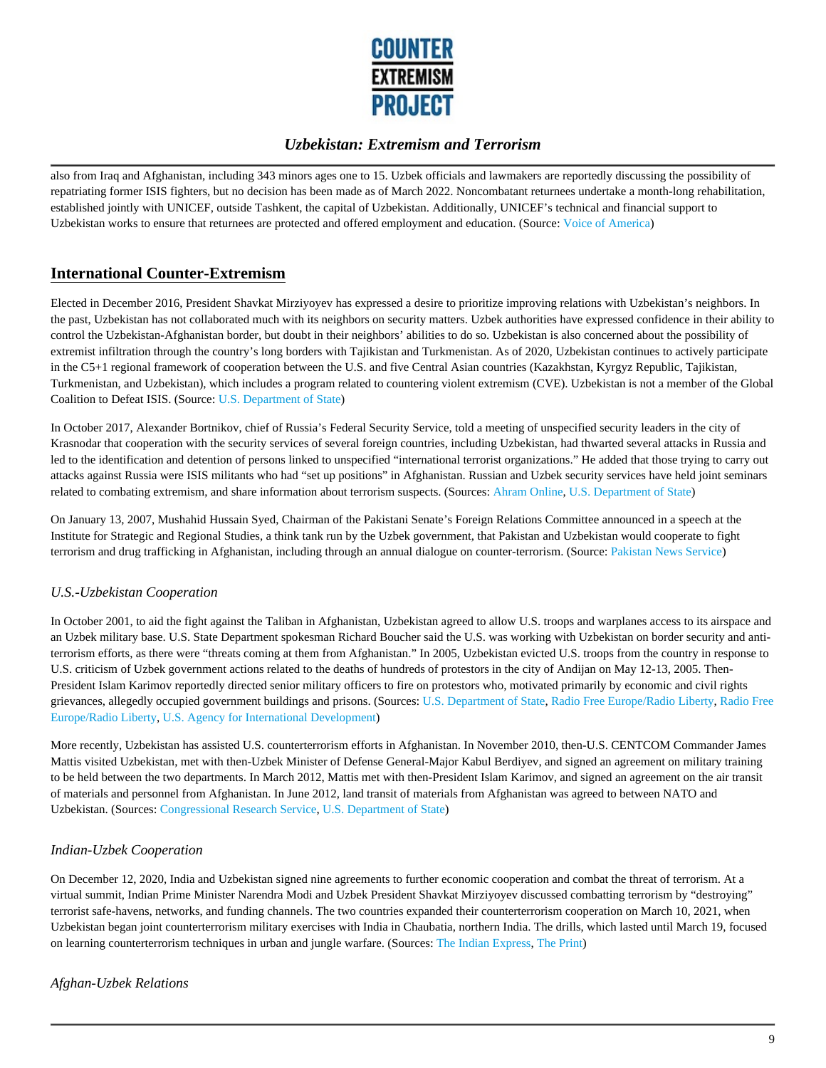also from Iraq and Afghanistan, including 343 minors ages one to 15. Uzbek officials and lawmakers are reportedly discussing the possibility of repatriating former ISIS fighters, but no decision has been made as of March 2022. Noncombatant returnees undertake a month-long rehabilitation, established jointly with UNICEF, outside Tashkent, the capital of Uzbekistan. Additionally, UNICEF's technical and financial support to Uzbekistan works to ensure that returnees are protected and offered employment and education. (Source: Voice of America)

## International Counter-Extremism

Elected in December 2016, President Shavkat Mirziyoyev has expressed a desire to prioritize improving relations with Uzbekistan's neighbors. In the past, Uzbekistan has not collaborated much with its neighbors on security matters. Uzbek authorities have expressed confidence in their ability to control the Uzbekistan-Afghanistan border, but doubt in their neighbors' abilities to do so. Uzbekistan is also concerned about the possibility of extremist infiltration through the country's long borders with Tajikistan and Turkmenistan. As of 2020, Uzbekistan continues to actively participate in the C5+1 regional framework of cooperation between the U.S. and five Central Asian countries (Kazakhstan, Kyrgyz Republic, Tajikistan, Turkmenistan, and Uzbekistan), which includes a program related to countering violent extremism (CVE). Uzbekistan is not a member of the Global Coalition to Defeat ISIS. (Source: U.S. Department of State)

In October 2017, Alexander Bortnikov, chief of Russia's Federal Security Service, told a meeting of unspecified security leaders in the city of Krasnodar that cooperation with the security services of several foreign countries, including Uzbekistan, had thwarted several attacks in Russia and led to the identification and detention of persons linked to unspecified "international terrorist organizations." He added that those trying to carry out attacks against Russia were ISIS militants who had "set up positions" in Afghanistan. Russian and Uzbek security services have held joint seminars related to combating extremism, and share information about terrorism suspects. (Sources: Ahram Online, U.S. Department of State)

On January 13, 2007, Mushahid Hussain Syed, Chairman of the Pakistani Senate's Foreign Relations Committee announced in a speech at the Institute for Strategic and Regional Studies, a think tank run by the Uzbek government, that Pakistan and Uzbekistan would cooperate to fight terrorism and drug trafficking in Afghanistan, including through an annual dialogue on counter-terrorism. (Source: Pakistan News Service)

### *U.S.-Uzbekistan Cooperation*

In October 2001, to aid the fight against the Taliban in Afghanistan, Uzbekistan agreed to allow U.S. troops and warplanes access to its airspace and an Uzbek military base. U.S. State Department spokesman Richard Boucher said the U.S. was working with Uzbekistan on border security and anti-terrorism efforts, as there were "threats coming at them from Afghanistan." In 2005, Uzbekistan evicted U.S. troops from the country in response to U.S. criticism of Uzbek government actions related to the deaths of hundreds of protestors in the city of Andijan on May 12-13, 2005. Then-President Islam Karimov reportedly directed senior military officers to fire on protestors who, motivated primarily by economic and civil rights grievances, allegedly occupied government buildings and prisons. (Sources: U.S. Department of State, Radio Free Europe/Radio Liberty, Radio Free Europe/Radio Liberty, U.S. Agency for International Development)

More recently, Uzbekistan has assisted U.S. counterterrorism efforts in Afghanistan. In November 2010, then-U.S. CENTCOM Commander James Mattis visited Uzbekistan, met with then-Uzbek Minister of Defense General-Major Kabul Berdiyev, and signed an agreement on military training to be held between the two departments. In March 2012, Mattis met with then-President Islam Karimov, and signed an agreement on the air transit of materials and personnel from Afghanistan. In June 2012, land transit of materials from Afghanistan was agreed to between NATO and Uzbekistan. (Sources: Congressional Research Service, U.S. Department of State)

### *Indian-Uzbek Cooperation*

On December 12, 2020, India and Uzbekistan signed nine agreements to further economic cooperation and combat the threat of terrorism. At a virtual summit, Indian Prime Minister Narendra Modi and Uzbek President Shavkat Mirziyoyev discussed combatting terrorism by "destroying" terrorist safe-havens, networks, and funding channels. The two countries expanded their counterterrorism cooperation on March 10, 2021, when Uzbekistan began joint counterterrorism military exercises with India in Chaubatia, northern India. The drills, which lasted until March 19, focused on learning counterterrorism techniques in urban and jungle warfare. (Sources: The Indian Express, The Print)

### *Afghan-Uzbek Relations*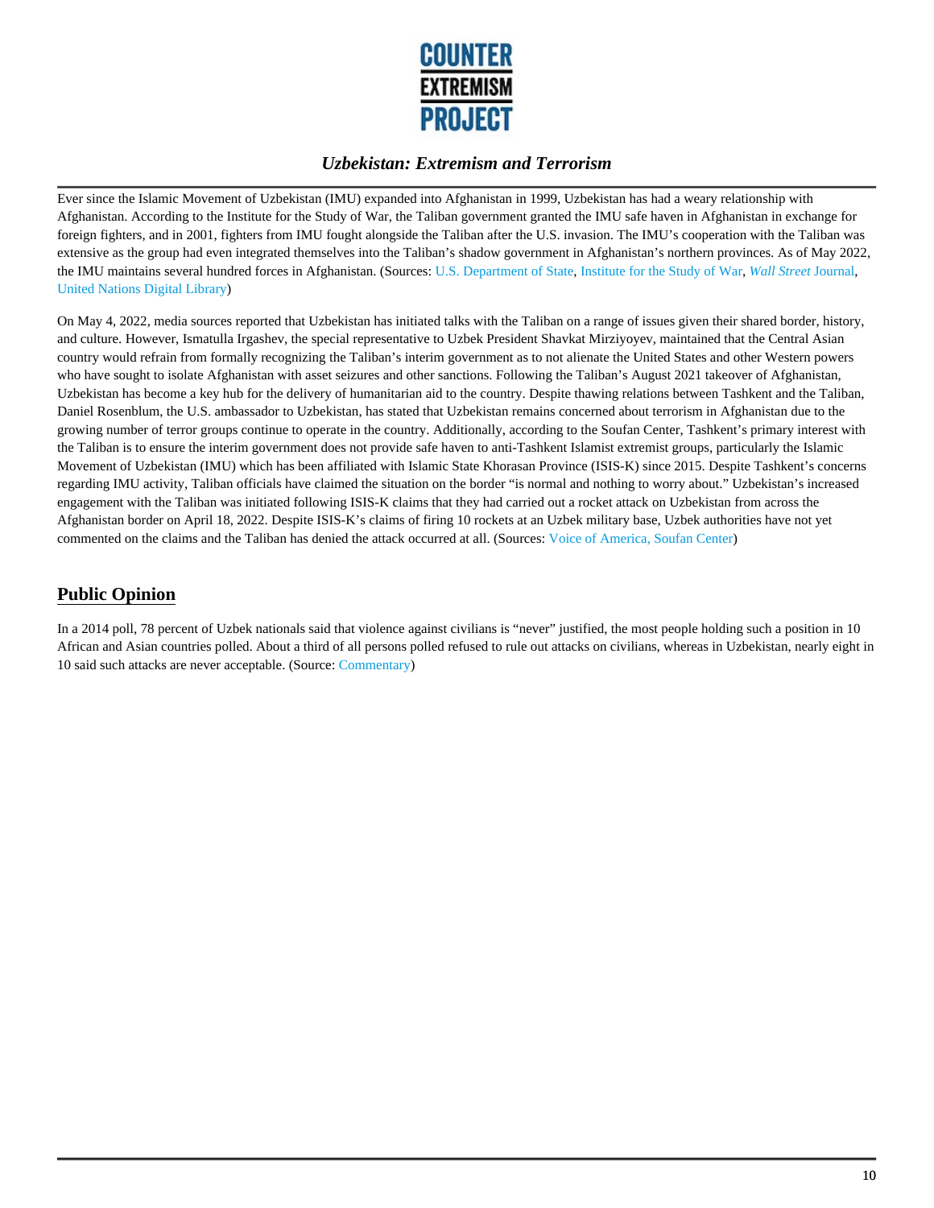Ever since the Islamic Movement of Uzbekistan (IMU) expanded into Afghanistan in 1999, Uzbekistan has had a weary relationship with Afghanistan. According to the Institute for the Study of War, the Taliban government granted the IMU safe haven in Afghanistan in exchange for foreign fighters, and in 2001, fighters from IMU fought alongside the Taliban after the U.S. invasion. The IMU's cooperation with the Taliban was extensive as the group had even integrated themselves into the Taliban's shadow government in Afghanistan's northern provinces. As of May 2022, the IMU maintains several hundred forces in Afghanistan. (Sources: U.S. Department of State, Institute for the Study of War, *Wall Street* Journal, United Nations Digital Library)

On May 4, 2022, media sources reported that Uzbekistan has initiated talks with the Taliban on a range of issues given their shared border, history, and culture. However, Ismatulla Irgashev, the special representative to Uzbek President Shavkat Mirziyoyev, maintained that the Central Asian country would refrain from formally recognizing the Taliban's interim government as to not alienate the United States and other Western powers who have sought to isolate Afghanistan with asset seizures and other sanctions. Following the Taliban's August 2021 takeover of Afghanistan, Uzbekistan has become a key hub for the delivery of humanitarian aid to the country. Despite thawing relations between Tashkent and the Taliban, Daniel Rosenblum, the U.S. ambassador to Uzbekistan, has stated that Uzbekistan remains concerned about terrorism in Afghanistan due to the growing number of terror groups continue to operate in the country. Additionally, according to the Soufan Center, Tashkent's primary interest with the Taliban is to ensure the interim government does not provide safe haven to anti-Tashkent Islamist extremist groups, particularly the Islamic Movement of Uzbekistan (IMU) which has been affiliated with Islamic State Khorasan Province (ISIS-K) since 2015. Despite Tashkent's concerns regarding IMU activity, Taliban officials have claimed the situation on the border "is normal and nothing to worry about." Uzbekistan's increased engagement with the Taliban was initiated following ISIS-K claims that they had carried out a rocket attack on Uzbekistan from across the Afghanistan border on April 18, 2022. Despite ISIS-K's claims of firing 10 rockets at an Uzbek military base, Uzbek authorities have not yet commented on the claims and the Taliban has denied the attack occurred at all. (Sources: Voice of America, Soufan Center)

## Public Opinion

In a 2014 poll, 78 percent of Uzbek nationals said that violence against civilians is "never" justified, the most people holding such a position in 10 African and Asian countries polled. About a third of all persons polled refused to rule out attacks on civilians, whereas in Uzbekistan, nearly eight in 10 said such attacks are never acceptable. (Source: Commentary)